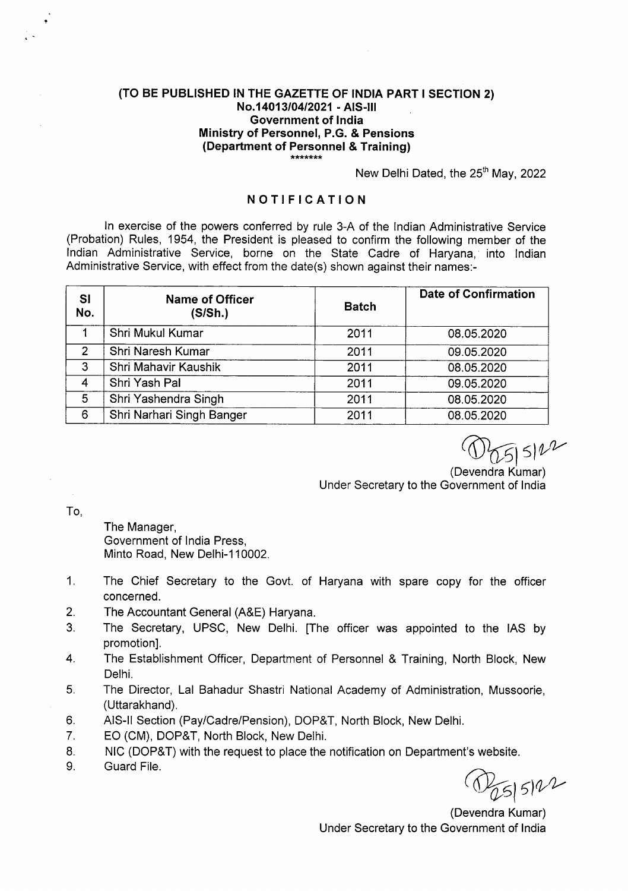**(TO BE PUBLISHED IN THE GAZETTE OF INDIA PART I SECTION 2)**
**No.14013/04/2021 - AIS-III**
**Government of India**
**Ministry of Personnel, P.G. & Pensions**
**(Department of Personnel & Training)**
\*\*\*\*\*\*\*

New Delhi Dated, the 25th May, 2022

## NOTIFICATION

In exercise of the powers conferred by rule 3-A of the Indian Administrative Service (Probation) Rules, 1954, the President is pleased to confirm the following member of the Indian Administrative Service, borne on the State Cadre of Haryana, into Indian Administrative Service, with effect from the date(s) shown against their names:-

| Sl No. | Name of Officer (S/Sh.) | Batch | Date of Confirmation |
|---|---|---|---|
| 1 | Shri Mukul Kumar | 2011 | 08.05.2020 |
| 2 | Shri Naresh Kumar | 2011 | 09.05.2020 |
| 3 | Shri Mahavir Kaushik | 2011 | 08.05.2020 |
| 4 | Shri Yash Pal | 2011 | 09.05.2020 |
| 5 | Shri Yashendra Singh | 2011 | 08.05.2020 |
| 6 | Shri Narhari Singh Banger | 2011 | 08.05.2020 |

25/5/22
(Devendra Kumar)
Under Secretary to the Government of India

To,

The Manager,
Government of India Press,
Minto Road, New Delhi-110002.

1. The Chief Secretary to the Govt. of Haryana with spare copy for the officer concerned.
2. The Accountant General (A&E) Haryana.
3. The Secretary, UPSC, New Delhi. [The officer was appointed to the IAS by promotion].
4. The Establishment Officer, Department of Personnel & Training, North Block, New Delhi.
5. The Director, Lal Bahadur Shastri National Academy of Administration, Mussoorie, (Uttarakhand).
6. AIS-II Section (Pay/Cadre/Pension), DOP&T, North Block, New Delhi.
7. EO (CM), DOP&T, North Block, New Delhi.
8. NIC (DOP&T) with the request to place the notification on Department's website.
9. Guard File.

25/5/22
(Devendra Kumar)
Under Secretary to the Government of India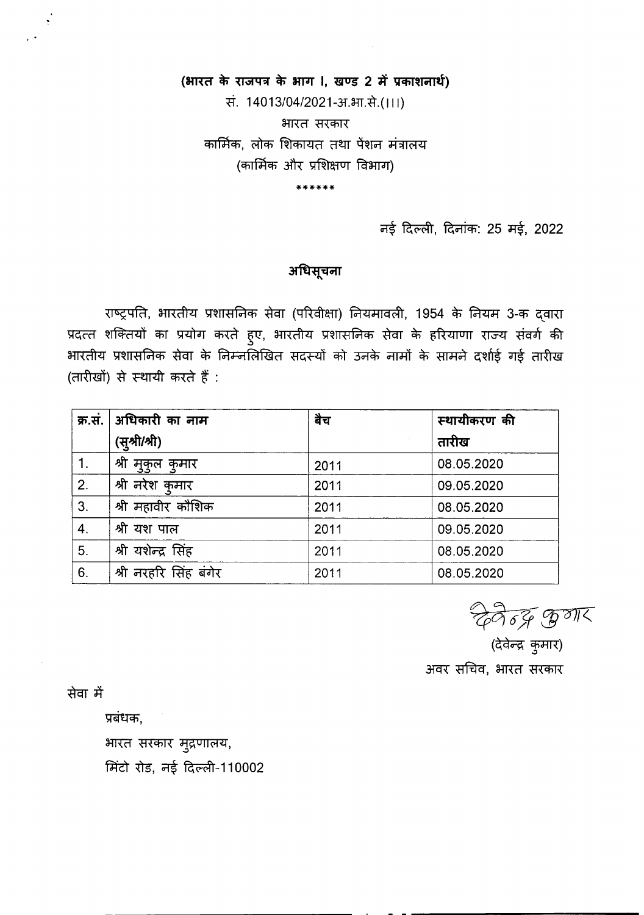**(भारत के राजपत्र के भाग I, खण्ड 2 में प्रकाशनार्थ)**

सं. 14013/04/2021-अ.भा.से.(III)

भारत सरकार

कार्मिक, लोक शिकायत तथा पेंशन मंत्रालय

(कार्मिक और प्रशिक्षण विभाग)

\*\*\*\*\*\*

नई दिल्ली, दिनांक: 25 मई, 2022

## अधिसूचना

राष्ट्रपति, भारतीय प्रशासनिक सेवा (परिवीक्षा) नियमावली, 1954 के नियम 3-क द्वारा प्रदत्त शक्तियों का प्रयोग करते हुए, भारतीय प्रशासनिक सेवा के हरियाणा राज्य संवर्ग की भारतीय प्रशासनिक सेवा के निम्नलिखित सदस्यों को उनके नामों के सामने दर्शाई गई तारीख (तारीखों) से स्थायी करते हैं :

| क्र.सं. | अधिकारी का नाम (सुश्री/श्री) | बैच | स्थायीकरण की तारीख |
|---|---|---|---|
| 1. | श्री मुकुल कुमार | 2011 | 08.05.2020 |
| 2. | श्री नरेश कुमार | 2011 | 09.05.2020 |
| 3. | श्री महावीर कौशिक | 2011 | 08.05.2020 |
| 4. | श्री यश पाल | 2011 | 09.05.2020 |
| 5. | श्री यशेन्द्र सिंह | 2011 | 08.05.2020 |
| 6. | श्री नरहरि सिंह बंगेर | 2011 | 08.05.2020 |

देवेन्द्र कुमार

(देवेन्द्र कुमार)

अवर सचिव, भारत सरकार

सेवा में

प्रबंधक,

भारत सरकार मुद्रणालय,

मिंटो रोड, नई दिल्ली-110002